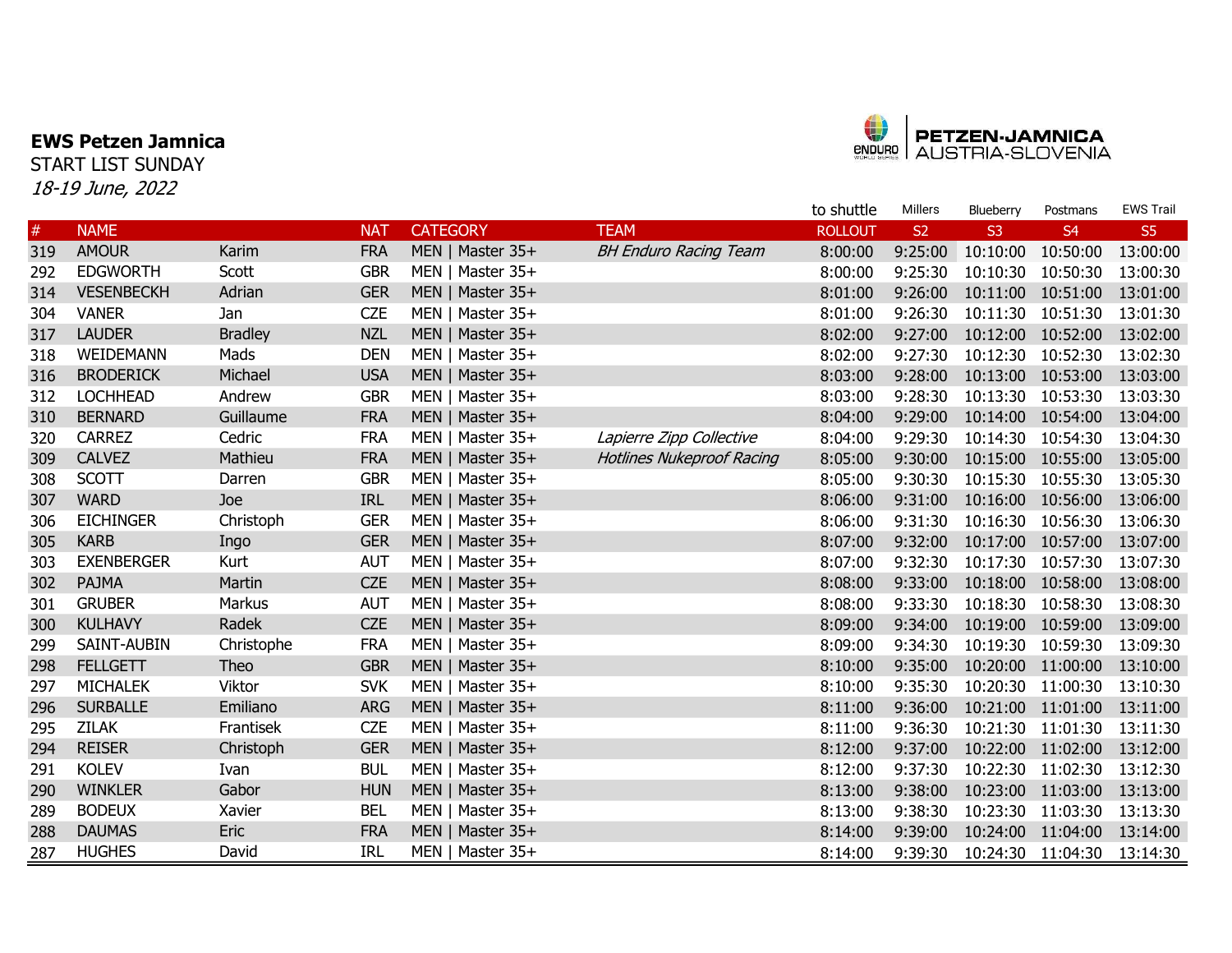**EWS Petzen Jamnica**

START LIST SUNDAY

*18-19 June, 2022*

PETZEN-JAMNICA
AUSTRIA-SLOVENIA

| | | | | | | to shuttle | Millers | Blueberry | Postmans | EWS Trail |
|---|---|---|---|---|---|---|---|---|---|---|
| # | NAME | | NAT | CATEGORY | TEAM | ROLLOUT | S2 | S3 | S4 | S5 |
| 319 | AMOUR | Karim | FRA | MEN \| Master 35+ | *BH Enduro Racing Team* | 8:00:00 | 9:25:00 | 10:10:00 | 10:50:00 | 13:00:00 |
| 292 | EDGWORTH | Scott | GBR | MEN \| Master 35+ | | 8:00:00 | 9:25:30 | 10:10:30 | 10:50:30 | 13:00:30 |
| 314 | VESENBECKH | Adrian | GER | MEN \| Master 35+ | | 8:01:00 | 9:26:00 | 10:11:00 | 10:51:00 | 13:01:00 |
| 304 | VANER | Jan | CZE | MEN \| Master 35+ | | 8:01:00 | 9:26:30 | 10:11:30 | 10:51:30 | 13:01:30 |
| 317 | LAUDER | Bradley | NZL | MEN \| Master 35+ | | 8:02:00 | 9:27:00 | 10:12:00 | 10:52:00 | 13:02:00 |
| 318 | WEIDEMANN | Mads | DEN | MEN \| Master 35+ | | 8:02:00 | 9:27:30 | 10:12:30 | 10:52:30 | 13:02:30 |
| 316 | BRODERICK | Michael | USA | MEN \| Master 35+ | | 8:03:00 | 9:28:00 | 10:13:00 | 10:53:00 | 13:03:00 |
| 312 | LOCHHEAD | Andrew | GBR | MEN \| Master 35+ | | 8:03:00 | 9:28:30 | 10:13:30 | 10:53:30 | 13:03:30 |
| 310 | BERNARD | Guillaume | FRA | MEN \| Master 35+ | | 8:04:00 | 9:29:00 | 10:14:00 | 10:54:00 | 13:04:00 |
| 320 | CARREZ | Cedric | FRA | MEN \| Master 35+ | *Lapierre Zipp Collective* | 8:04:00 | 9:29:30 | 10:14:30 | 10:54:30 | 13:04:30 |
| 309 | CALVEZ | Mathieu | FRA | MEN \| Master 35+ | *Hotlines Nukeproof Racing* | 8:05:00 | 9:30:00 | 10:15:00 | 10:55:00 | 13:05:00 |
| 308 | SCOTT | Darren | GBR | MEN \| Master 35+ | | 8:05:00 | 9:30:30 | 10:15:30 | 10:55:30 | 13:05:30 |
| 307 | WARD | Joe | IRL | MEN \| Master 35+ | | 8:06:00 | 9:31:00 | 10:16:00 | 10:56:00 | 13:06:00 |
| 306 | EICHINGER | Christoph | GER | MEN \| Master 35+ | | 8:06:00 | 9:31:30 | 10:16:30 | 10:56:30 | 13:06:30 |
| 305 | KARB | Ingo | GER | MEN \| Master 35+ | | 8:07:00 | 9:32:00 | 10:17:00 | 10:57:00 | 13:07:00 |
| 303 | EXENBERGER | Kurt | AUT | MEN \| Master 35+ | | 8:07:00 | 9:32:30 | 10:17:30 | 10:57:30 | 13:07:30 |
| 302 | PAJMA | Martin | CZE | MEN \| Master 35+ | | 8:08:00 | 9:33:00 | 10:18:00 | 10:58:00 | 13:08:00 |
| 301 | GRUBER | Markus | AUT | MEN \| Master 35+ | | 8:08:00 | 9:33:30 | 10:18:30 | 10:58:30 | 13:08:30 |
| 300 | KULHAVY | Radek | CZE | MEN \| Master 35+ | | 8:09:00 | 9:34:00 | 10:19:00 | 10:59:00 | 13:09:00 |
| 299 | SAINT-AUBIN | Christophe | FRA | MEN \| Master 35+ | | 8:09:00 | 9:34:30 | 10:19:30 | 10:59:30 | 13:09:30 |
| 298 | FELLGETT | Theo | GBR | MEN \| Master 35+ | | 8:10:00 | 9:35:00 | 10:20:00 | 11:00:00 | 13:10:00 |
| 297 | MICHALEK | Viktor | SVK | MEN \| Master 35+ | | 8:10:00 | 9:35:30 | 10:20:30 | 11:00:30 | 13:10:30 |
| 296 | SURBALLE | Emiliano | ARG | MEN \| Master 35+ | | 8:11:00 | 9:36:00 | 10:21:00 | 11:01:00 | 13:11:00 |
| 295 | ZILAK | Frantisek | CZE | MEN \| Master 35+ | | 8:11:00 | 9:36:30 | 10:21:30 | 11:01:30 | 13:11:30 |
| 294 | REISER | Christoph | GER | MEN \| Master 35+ | | 8:12:00 | 9:37:00 | 10:22:00 | 11:02:00 | 13:12:00 |
| 291 | KOLEV | Ivan | BUL | MEN \| Master 35+ | | 8:12:00 | 9:37:30 | 10:22:30 | 11:02:30 | 13:12:30 |
| 290 | WINKLER | Gabor | HUN | MEN \| Master 35+ | | 8:13:00 | 9:38:00 | 10:23:00 | 11:03:00 | 13:13:00 |
| 289 | BODEUX | Xavier | BEL | MEN \| Master 35+ | | 8:13:00 | 9:38:30 | 10:23:30 | 11:03:30 | 13:13:30 |
| 288 | DAUMAS | Eric | FRA | MEN \| Master 35+ | | 8:14:00 | 9:39:00 | 10:24:00 | 11:04:00 | 13:14:00 |
| 287 | HUGHES | David | IRL | MEN \| Master 35+ | | 8:14:00 | 9:39:30 | 10:24:30 | 11:04:30 | 13:14:30 |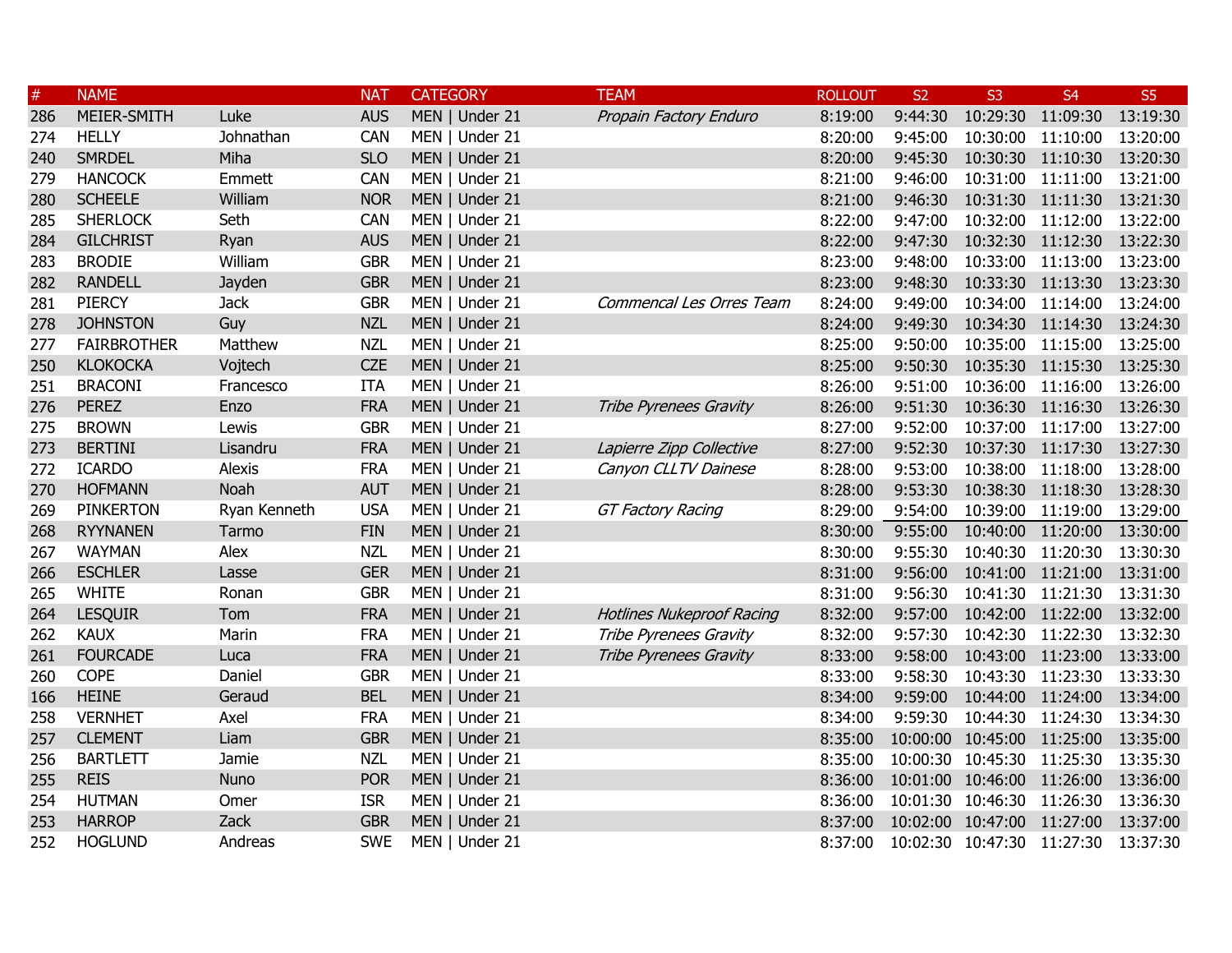| # | NAME | | NAT | CATEGORY | TEAM | ROLLOUT | S2 | S3 | S4 | S5 |
|---|---|---|---|---|---|---|---|---|---|---|
| 286 | MEIER-SMITH | Luke | AUS | MEN \| Under 21 | *Propain Factory Enduro* | 8:19:00 | 9:44:30 | 10:29:30 | 11:09:30 | 13:19:30 |
| 274 | HELLY | Johnathan | CAN | MEN \| Under 21 | | 8:20:00 | 9:45:00 | 10:30:00 | 11:10:00 | 13:20:00 |
| 240 | SMRDEL | Miha | SLO | MEN \| Under 21 | | 8:20:00 | 9:45:30 | 10:30:30 | 11:10:30 | 13:20:30 |
| 279 | HANCOCK | Emmett | CAN | MEN \| Under 21 | | 8:21:00 | 9:46:00 | 10:31:00 | 11:11:00 | 13:21:00 |
| 280 | SCHEELE | William | NOR | MEN \| Under 21 | | 8:21:00 | 9:46:30 | 10:31:30 | 11:11:30 | 13:21:30 |
| 285 | SHERLOCK | Seth | CAN | MEN \| Under 21 | | 8:22:00 | 9:47:00 | 10:32:00 | 11:12:00 | 13:22:00 |
| 284 | GILCHRIST | Ryan | AUS | MEN \| Under 21 | | 8:22:00 | 9:47:30 | 10:32:30 | 11:12:30 | 13:22:30 |
| 283 | BRODIE | William | GBR | MEN \| Under 21 | | 8:23:00 | 9:48:00 | 10:33:00 | 11:13:00 | 13:23:00 |
| 282 | RANDELL | Jayden | GBR | MEN \| Under 21 | | 8:23:00 | 9:48:30 | 10:33:30 | 11:13:30 | 13:23:30 |
| 281 | PIERCY | Jack | GBR | MEN \| Under 21 | *Commencal Les Orres Team* | 8:24:00 | 9:49:00 | 10:34:00 | 11:14:00 | 13:24:00 |
| 278 | JOHNSTON | Guy | NZL | MEN \| Under 21 | | 8:24:00 | 9:49:30 | 10:34:30 | 11:14:30 | 13:24:30 |
| 277 | FAIRBROTHER | Matthew | NZL | MEN \| Under 21 | | 8:25:00 | 9:50:00 | 10:35:00 | 11:15:00 | 13:25:00 |
| 250 | KLOKOCKA | Vojtech | CZE | MEN \| Under 21 | | 8:25:00 | 9:50:30 | 10:35:30 | 11:15:30 | 13:25:30 |
| 251 | BRACONI | Francesco | ITA | MEN \| Under 21 | | 8:26:00 | 9:51:00 | 10:36:00 | 11:16:00 | 13:26:00 |
| 276 | PEREZ | Enzo | FRA | MEN \| Under 21 | *Tribe Pyrenees Gravity* | 8:26:00 | 9:51:30 | 10:36:30 | 11:16:30 | 13:26:30 |
| 275 | BROWN | Lewis | GBR | MEN \| Under 21 | | 8:27:00 | 9:52:00 | 10:37:00 | 11:17:00 | 13:27:00 |
| 273 | BERTINI | Lisandru | FRA | MEN \| Under 21 | *Lapierre Zipp Collective* | 8:27:00 | 9:52:30 | 10:37:30 | 11:17:30 | 13:27:30 |
| 272 | ICARDO | Alexis | FRA | MEN \| Under 21 | *Canyon CLLTV Dainese* | 8:28:00 | 9:53:00 | 10:38:00 | 11:18:00 | 13:28:00 |
| 270 | HOFMANN | Noah | AUT | MEN \| Under 21 | | 8:28:00 | 9:53:30 | 10:38:30 | 11:18:30 | 13:28:30 |
| 269 | PINKERTON | Ryan Kenneth | USA | MEN \| Under 21 | *GT Factory Racing* | 8:29:00 | 9:54:00 | 10:39:00 | 11:19:00 | 13:29:00 |
| 268 | RYYNANEN | Tarmo | FIN | MEN \| Under 21 | | 8:30:00 | 9:55:00 | 10:40:00 | 11:20:00 | 13:30:00 |
| 267 | WAYMAN | Alex | NZL | MEN \| Under 21 | | 8:30:00 | 9:55:30 | 10:40:30 | 11:20:30 | 13:30:30 |
| 266 | ESCHLER | Lasse | GER | MEN \| Under 21 | | 8:31:00 | 9:56:00 | 10:41:00 | 11:21:00 | 13:31:00 |
| 265 | WHITE | Ronan | GBR | MEN \| Under 21 | | 8:31:00 | 9:56:30 | 10:41:30 | 11:21:30 | 13:31:30 |
| 264 | LESQUIR | Tom | FRA | MEN \| Under 21 | *Hotlines Nukeproof Racing* | 8:32:00 | 9:57:00 | 10:42:00 | 11:22:00 | 13:32:00 |
| 262 | KAUX | Marin | FRA | MEN \| Under 21 | *Tribe Pyrenees Gravity* | 8:32:00 | 9:57:30 | 10:42:30 | 11:22:30 | 13:32:30 |
| 261 | FOURCADE | Luca | FRA | MEN \| Under 21 | *Tribe Pyrenees Gravity* | 8:33:00 | 9:58:00 | 10:43:00 | 11:23:00 | 13:33:00 |
| 260 | COPE | Daniel | GBR | MEN \| Under 21 | | 8:33:00 | 9:58:30 | 10:43:30 | 11:23:30 | 13:33:30 |
| 166 | HEINE | Geraud | BEL | MEN \| Under 21 | | 8:34:00 | 9:59:00 | 10:44:00 | 11:24:00 | 13:34:00 |
| 258 | VERNHET | Axel | FRA | MEN \| Under 21 | | 8:34:00 | 9:59:30 | 10:44:30 | 11:24:30 | 13:34:30 |
| 257 | CLEMENT | Liam | GBR | MEN \| Under 21 | | 8:35:00 | 10:00:00 | 10:45:00 | 11:25:00 | 13:35:00 |
| 256 | BARTLETT | Jamie | NZL | MEN \| Under 21 | | 8:35:00 | 10:00:30 | 10:45:30 | 11:25:30 | 13:35:30 |
| 255 | REIS | Nuno | POR | MEN \| Under 21 | | 8:36:00 | 10:01:00 | 10:46:00 | 11:26:00 | 13:36:00 |
| 254 | HUTMAN | Omer | ISR | MEN \| Under 21 | | 8:36:00 | 10:01:30 | 10:46:30 | 11:26:30 | 13:36:30 |
| 253 | HARROP | Zack | GBR | MEN \| Under 21 | | 8:37:00 | 10:02:00 | 10:47:00 | 11:27:00 | 13:37:00 |
| 252 | HOGLUND | Andreas | SWE | MEN \| Under 21 | | 8:37:00 | 10:02:30 | 10:47:30 | 11:27:30 | 13:37:30 |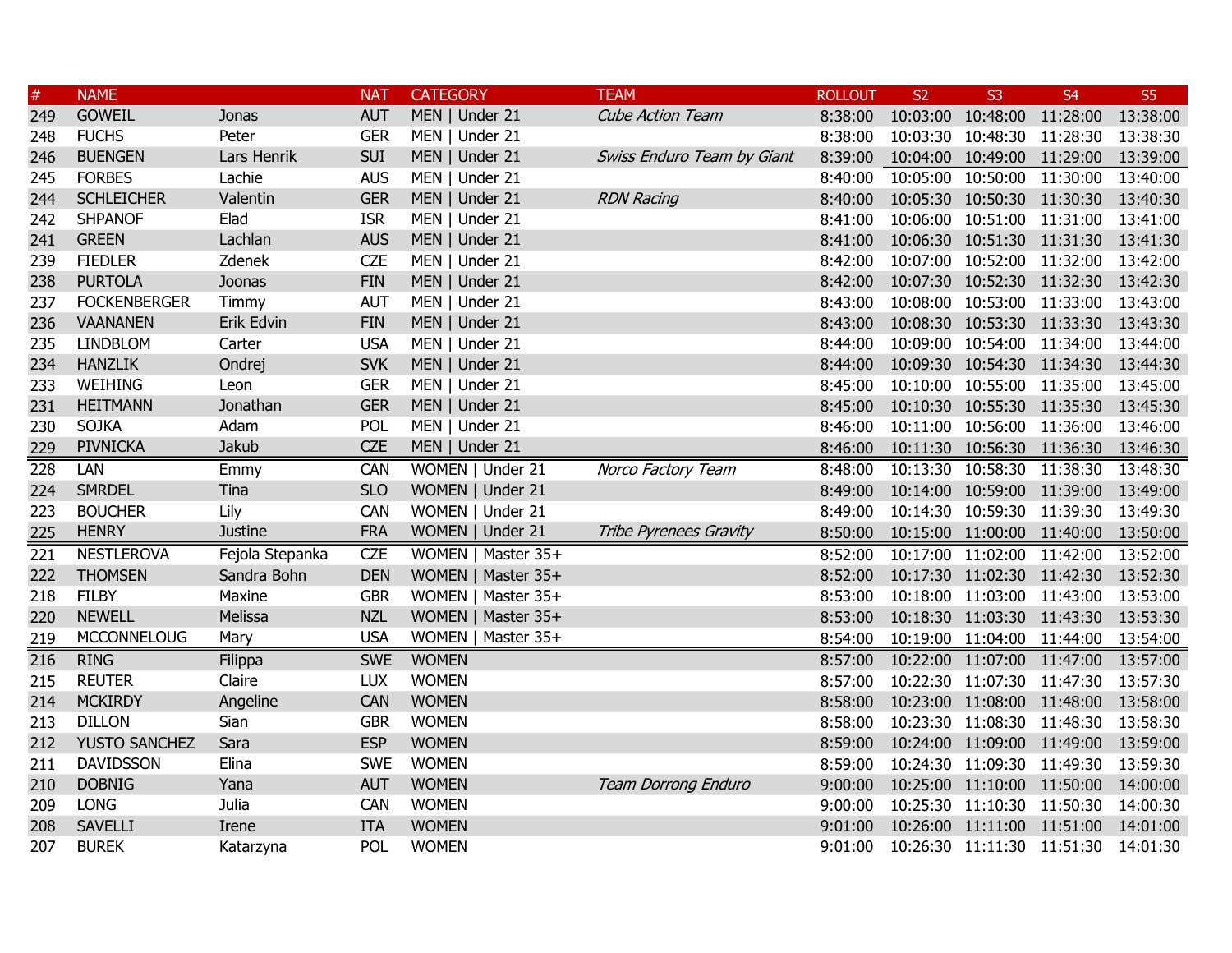| # | NAME | | NAT | CATEGORY | TEAM | ROLLOUT | S2 | S3 | S4 | S5 |
|---|---|---|---|---|---|---|---|---|---|---|
| 249 | GOWEIL | Jonas | AUT | MEN \| Under 21 | *Cube Action Team* | 8:38:00 | 10:03:00 | 10:48:00 | 11:28:00 | 13:38:00 |
| 248 | FUCHS | Peter | GER | MEN \| Under 21 | | 8:38:00 | 10:03:30 | 10:48:30 | 11:28:30 | 13:38:30 |
| 246 | BUENGEN | Lars Henrik | SUI | MEN \| Under 21 | *Swiss Enduro Team by Giant* | 8:39:00 | 10:04:00 | 10:49:00 | 11:29:00 | 13:39:00 |
| 245 | FORBES | Lachie | AUS | MEN \| Under 21 | | 8:40:00 | 10:05:00 | 10:50:00 | 11:30:00 | 13:40:00 |
| 244 | SCHLEICHER | Valentin | GER | MEN \| Under 21 | *RDN Racing* | 8:40:00 | 10:05:30 | 10:50:30 | 11:30:30 | 13:40:30 |
| 242 | SHPANOF | Elad | ISR | MEN \| Under 21 | | 8:41:00 | 10:06:00 | 10:51:00 | 11:31:00 | 13:41:00 |
| 241 | GREEN | Lachlan | AUS | MEN \| Under 21 | | 8:41:00 | 10:06:30 | 10:51:30 | 11:31:30 | 13:41:30 |
| 239 | FIEDLER | Zdenek | CZE | MEN \| Under 21 | | 8:42:00 | 10:07:00 | 10:52:00 | 11:32:00 | 13:42:00 |
| 238 | PURTOLA | Joonas | FIN | MEN \| Under 21 | | 8:42:00 | 10:07:30 | 10:52:30 | 11:32:30 | 13:42:30 |
| 237 | FOCKENBERGER | Timmy | AUT | MEN \| Under 21 | | 8:43:00 | 10:08:00 | 10:53:00 | 11:33:00 | 13:43:00 |
| 236 | VAANANEN | Erik Edvin | FIN | MEN \| Under 21 | | 8:43:00 | 10:08:30 | 10:53:30 | 11:33:30 | 13:43:30 |
| 235 | LINDBLOM | Carter | USA | MEN \| Under 21 | | 8:44:00 | 10:09:00 | 10:54:00 | 11:34:00 | 13:44:00 |
| 234 | HANZLIK | Ondrej | SVK | MEN \| Under 21 | | 8:44:00 | 10:09:30 | 10:54:30 | 11:34:30 | 13:44:30 |
| 233 | WEIHING | Leon | GER | MEN \| Under 21 | | 8:45:00 | 10:10:00 | 10:55:00 | 11:35:00 | 13:45:00 |
| 231 | HEITMANN | Jonathan | GER | MEN \| Under 21 | | 8:45:00 | 10:10:30 | 10:55:30 | 11:35:30 | 13:45:30 |
| 230 | SOJKA | Adam | POL | MEN \| Under 21 | | 8:46:00 | 10:11:00 | 10:56:00 | 11:36:00 | 13:46:00 |
| 229 | PIVNICKA | Jakub | CZE | MEN \| Under 21 | | 8:46:00 | 10:11:30 | 10:56:30 | 11:36:30 | 13:46:30 |
| 228 | LAN | Emmy | CAN | WOMEN \| Under 21 | *Norco Factory Team* | 8:48:00 | 10:13:30 | 10:58:30 | 11:38:30 | 13:48:30 |
| 224 | SMRDEL | Tina | SLO | WOMEN \| Under 21 | | 8:49:00 | 10:14:00 | 10:59:00 | 11:39:00 | 13:49:00 |
| 223 | BOUCHER | Lily | CAN | WOMEN \| Under 21 | | 8:49:00 | 10:14:30 | 10:59:30 | 11:39:30 | 13:49:30 |
| 225 | HENRY | Justine | FRA | WOMEN \| Under 21 | *Tribe Pyrenees Gravity* | 8:50:00 | 10:15:00 | 11:00:00 | 11:40:00 | 13:50:00 |
| 221 | NESTLEROVA | Fejola Stepanka | CZE | WOMEN \| Master 35+ | | 8:52:00 | 10:17:00 | 11:02:00 | 11:42:00 | 13:52:00 |
| 222 | THOMSEN | Sandra Bohn | DEN | WOMEN \| Master 35+ | | 8:52:00 | 10:17:30 | 11:02:30 | 11:42:30 | 13:52:30 |
| 218 | FILBY | Maxine | GBR | WOMEN \| Master 35+ | | 8:53:00 | 10:18:00 | 11:03:00 | 11:43:00 | 13:53:00 |
| 220 | NEWELL | Melissa | NZL | WOMEN \| Master 35+ | | 8:53:00 | 10:18:30 | 11:03:30 | 11:43:30 | 13:53:30 |
| 219 | MCCONNELOUG | Mary | USA | WOMEN \| Master 35+ | | 8:54:00 | 10:19:00 | 11:04:00 | 11:44:00 | 13:54:00 |
| 216 | RING | Filippa | SWE | WOMEN | | 8:57:00 | 10:22:00 | 11:07:00 | 11:47:00 | 13:57:00 |
| 215 | REUTER | Claire | LUX | WOMEN | | 8:57:00 | 10:22:30 | 11:07:30 | 11:47:30 | 13:57:30 |
| 214 | MCKIRDY | Angeline | CAN | WOMEN | | 8:58:00 | 10:23:00 | 11:08:00 | 11:48:00 | 13:58:00 |
| 213 | DILLON | Sian | GBR | WOMEN | | 8:58:00 | 10:23:30 | 11:08:30 | 11:48:30 | 13:58:30 |
| 212 | YUSTO SANCHEZ | Sara | ESP | WOMEN | | 8:59:00 | 10:24:00 | 11:09:00 | 11:49:00 | 13:59:00 |
| 211 | DAVIDSSON | Elina | SWE | WOMEN | | 8:59:00 | 10:24:30 | 11:09:30 | 11:49:30 | 13:59:30 |
| 210 | DOBNIG | Yana | AUT | WOMEN | *Team Dorrong Enduro* | 9:00:00 | 10:25:00 | 11:10:00 | 11:50:00 | 14:00:00 |
| 209 | LONG | Julia | CAN | WOMEN | | 9:00:00 | 10:25:30 | 11:10:30 | 11:50:30 | 14:00:30 |
| 208 | SAVELLI | Irene | ITA | WOMEN | | 9:01:00 | 10:26:00 | 11:11:00 | 11:51:00 | 14:01:00 |
| 207 | BUREK | Katarzyna | POL | WOMEN | | 9:01:00 | 10:26:30 | 11:11:30 | 11:51:30 | 14:01:30 |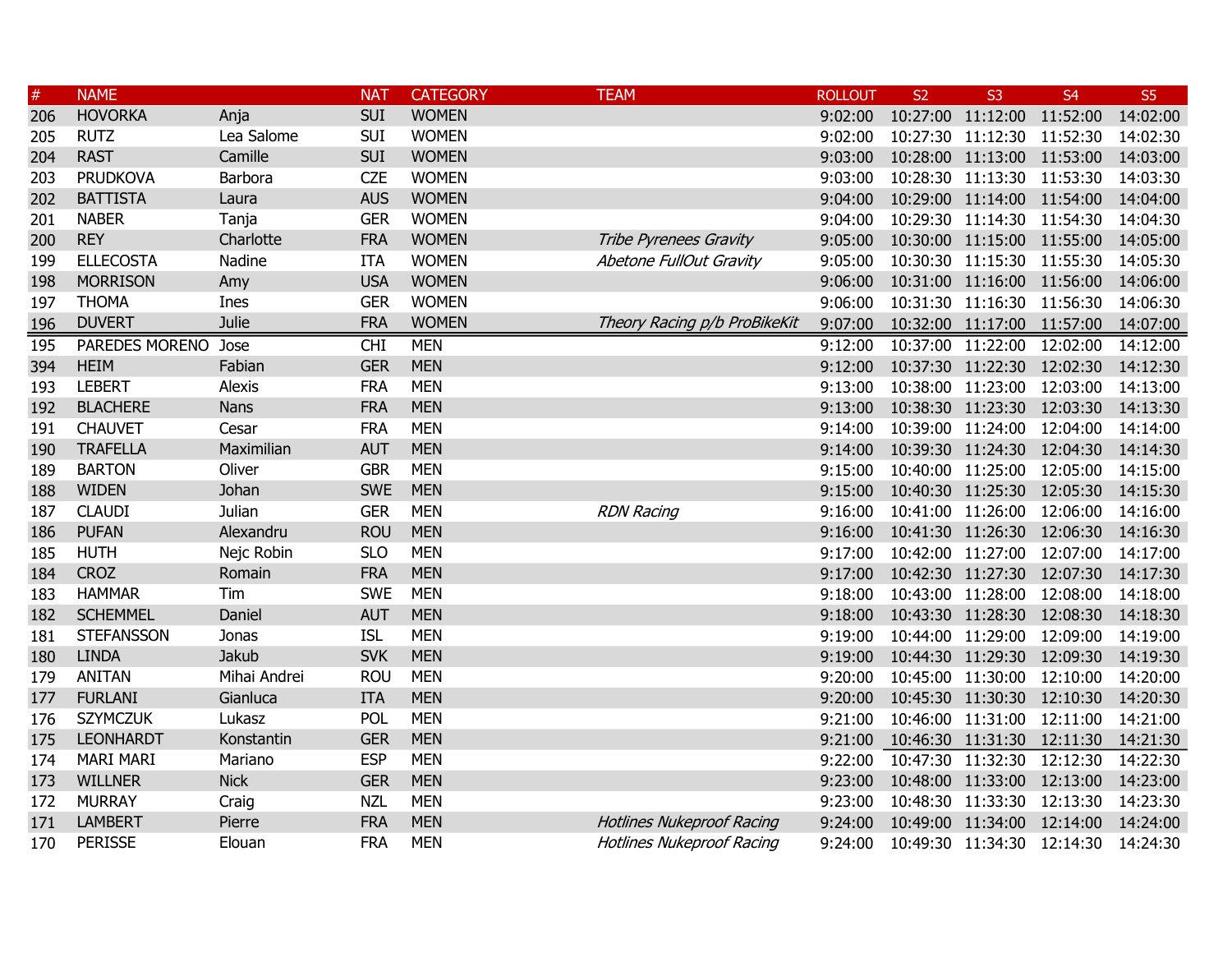| # | NAME | | NAT | CATEGORY | TEAM | ROLLOUT | S2 | S3 | S4 | S5 |
|---|---|---|---|---|---|---|---|---|---|---|
| 206 | HOVORKA | Anja | SUI | WOMEN | | 9:02:00 | 10:27:00 | 11:12:00 | 11:52:00 | 14:02:00 |
| 205 | RUTZ | Lea Salome | SUI | WOMEN | | 9:02:00 | 10:27:30 | 11:12:30 | 11:52:30 | 14:02:30 |
| 204 | RAST | Camille | SUI | WOMEN | | 9:03:00 | 10:28:00 | 11:13:00 | 11:53:00 | 14:03:00 |
| 203 | PRUDKOVA | Barbora | CZE | WOMEN | | 9:03:00 | 10:28:30 | 11:13:30 | 11:53:30 | 14:03:30 |
| 202 | BATTISTA | Laura | AUS | WOMEN | | 9:04:00 | 10:29:00 | 11:14:00 | 11:54:00 | 14:04:00 |
| 201 | NABER | Tanja | GER | WOMEN | | 9:04:00 | 10:29:30 | 11:14:30 | 11:54:30 | 14:04:30 |
| 200 | REY | Charlotte | FRA | WOMEN | *Tribe Pyrenees Gravity* | 9:05:00 | 10:30:00 | 11:15:00 | 11:55:00 | 14:05:00 |
| 199 | ELLECOSTA | Nadine | ITA | WOMEN | *Abetone FullOut Gravity* | 9:05:00 | 10:30:30 | 11:15:30 | 11:55:30 | 14:05:30 |
| 198 | MORRISON | Amy | USA | WOMEN | | 9:06:00 | 10:31:00 | 11:16:00 | 11:56:00 | 14:06:00 |
| 197 | THOMA | Ines | GER | WOMEN | | 9:06:00 | 10:31:30 | 11:16:30 | 11:56:30 | 14:06:30 |
| 196 | DUVERT | Julie | FRA | WOMEN | *Theory Racing p/b ProBikeKit* | 9:07:00 | 10:32:00 | 11:17:00 | 11:57:00 | 14:07:00 |
| 195 | PAREDES MORENO | Jose | CHI | MEN | | 9:12:00 | 10:37:00 | 11:22:00 | 12:02:00 | 14:12:00 |
| 394 | HEIM | Fabian | GER | MEN | | 9:12:00 | 10:37:30 | 11:22:30 | 12:02:30 | 14:12:30 |
| 193 | LEBERT | Alexis | FRA | MEN | | 9:13:00 | 10:38:00 | 11:23:00 | 12:03:00 | 14:13:00 |
| 192 | BLACHERE | Nans | FRA | MEN | | 9:13:00 | 10:38:30 | 11:23:30 | 12:03:30 | 14:13:30 |
| 191 | CHAUVET | Cesar | FRA | MEN | | 9:14:00 | 10:39:00 | 11:24:00 | 12:04:00 | 14:14:00 |
| 190 | TRAFELLA | Maximilian | AUT | MEN | | 9:14:00 | 10:39:30 | 11:24:30 | 12:04:30 | 14:14:30 |
| 189 | BARTON | Oliver | GBR | MEN | | 9:15:00 | 10:40:00 | 11:25:00 | 12:05:00 | 14:15:00 |
| 188 | WIDEN | Johan | SWE | MEN | | 9:15:00 | 10:40:30 | 11:25:30 | 12:05:30 | 14:15:30 |
| 187 | CLAUDI | Julian | GER | MEN | *RDN Racing* | 9:16:00 | 10:41:00 | 11:26:00 | 12:06:00 | 14:16:00 |
| 186 | PUFAN | Alexandru | ROU | MEN | | 9:16:00 | 10:41:30 | 11:26:30 | 12:06:30 | 14:16:30 |
| 185 | HUTH | Nejc Robin | SLO | MEN | | 9:17:00 | 10:42:00 | 11:27:00 | 12:07:00 | 14:17:00 |
| 184 | CROZ | Romain | FRA | MEN | | 9:17:00 | 10:42:30 | 11:27:30 | 12:07:30 | 14:17:30 |
| 183 | HAMMAR | Tim | SWE | MEN | | 9:18:00 | 10:43:00 | 11:28:00 | 12:08:00 | 14:18:00 |
| 182 | SCHEMMEL | Daniel | AUT | MEN | | 9:18:00 | 10:43:30 | 11:28:30 | 12:08:30 | 14:18:30 |
| 181 | STEFANSSON | Jonas | ISL | MEN | | 9:19:00 | 10:44:00 | 11:29:00 | 12:09:00 | 14:19:00 |
| 180 | LINDA | Jakub | SVK | MEN | | 9:19:00 | 10:44:30 | 11:29:30 | 12:09:30 | 14:19:30 |
| 179 | ANITAN | Mihai Andrei | ROU | MEN | | 9:20:00 | 10:45:00 | 11:30:00 | 12:10:00 | 14:20:00 |
| 177 | FURLANI | Gianluca | ITA | MEN | | 9:20:00 | 10:45:30 | 11:30:30 | 12:10:30 | 14:20:30 |
| 176 | SZYMCZUK | Lukasz | POL | MEN | | 9:21:00 | 10:46:00 | 11:31:00 | 12:11:00 | 14:21:00 |
| 175 | LEONHARDT | Konstantin | GER | MEN | | 9:21:00 | 10:46:30 | 11:31:30 | 12:11:30 | 14:21:30 |
| 174 | MARI MARI | Mariano | ESP | MEN | | 9:22:00 | 10:47:30 | 11:32:30 | 12:12:30 | 14:22:30 |
| 173 | WILLNER | Nick | GER | MEN | | 9:23:00 | 10:48:00 | 11:33:00 | 12:13:00 | 14:23:00 |
| 172 | MURRAY | Craig | NZL | MEN | | 9:23:00 | 10:48:30 | 11:33:30 | 12:13:30 | 14:23:30 |
| 171 | LAMBERT | Pierre | FRA | MEN | *Hotlines Nukeproof Racing* | 9:24:00 | 10:49:00 | 11:34:00 | 12:14:00 | 14:24:00 |
| 170 | PERISSE | Elouan | FRA | MEN | *Hotlines Nukeproof Racing* | 9:24:00 | 10:49:30 | 11:34:30 | 12:14:30 | 14:24:30 |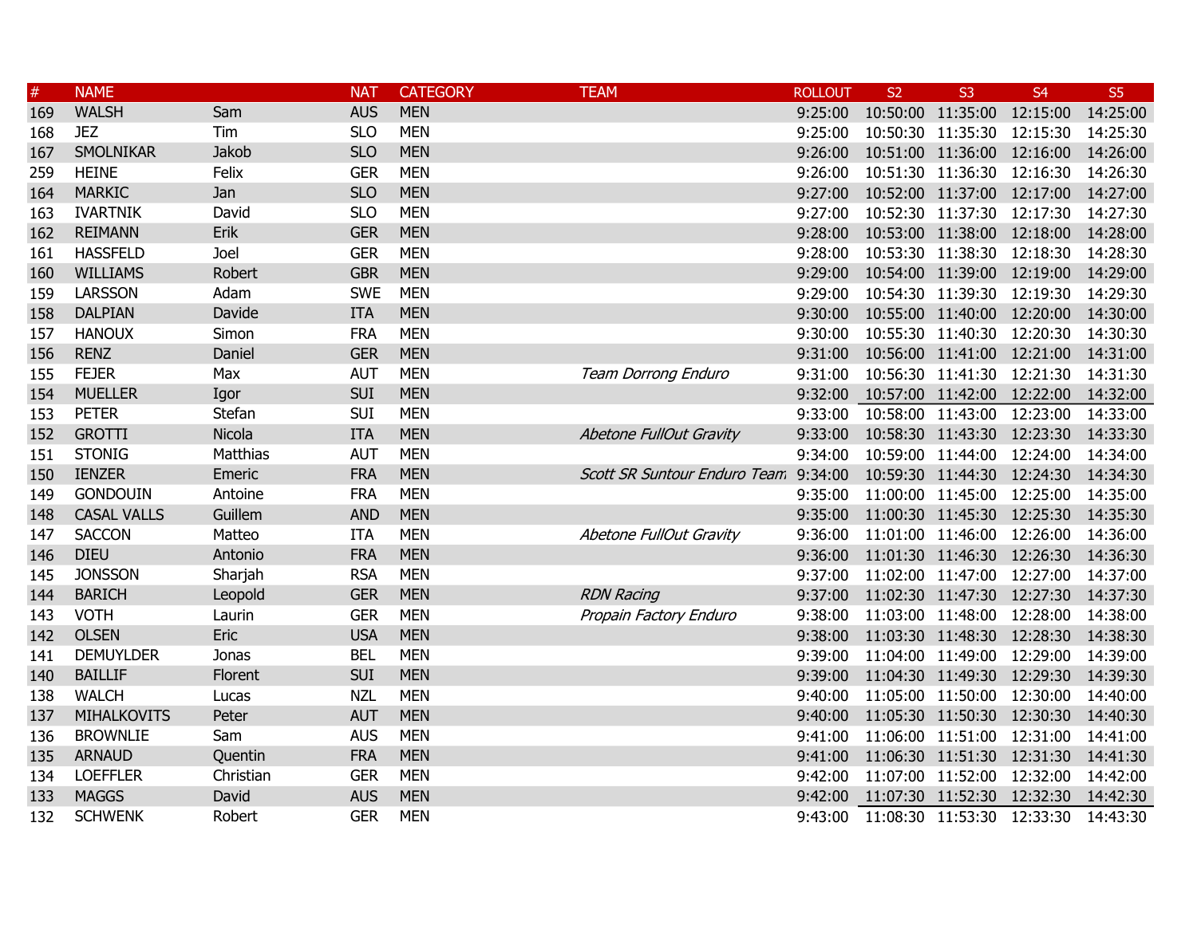| # | NAME | | NAT | CATEGORY | TEAM | ROLLOUT | S2 | S3 | S4 | S5 |
|---|---|---|---|---|---|---|---|---|---|---|
| 169 | WALSH | Sam | AUS | MEN | | 9:25:00 | 10:50:00 | 11:35:00 | 12:15:00 | 14:25:00 |
| 168 | JEZ | Tim | SLO | MEN | | 9:25:00 | 10:50:30 | 11:35:30 | 12:15:30 | 14:25:30 |
| 167 | SMOLNIKAR | Jakob | SLO | MEN | | 9:26:00 | 10:51:00 | 11:36:00 | 12:16:00 | 14:26:00 |
| 259 | HEINE | Felix | GER | MEN | | 9:26:00 | 10:51:30 | 11:36:30 | 12:16:30 | 14:26:30 |
| 164 | MARKIC | Jan | SLO | MEN | | 9:27:00 | 10:52:00 | 11:37:00 | 12:17:00 | 14:27:00 |
| 163 | IVARTNIK | David | SLO | MEN | | 9:27:00 | 10:52:30 | 11:37:30 | 12:17:30 | 14:27:30 |
| 162 | REIMANN | Erik | GER | MEN | | 9:28:00 | 10:53:00 | 11:38:00 | 12:18:00 | 14:28:00 |
| 161 | HASSFELD | Joel | GER | MEN | | 9:28:00 | 10:53:30 | 11:38:30 | 12:18:30 | 14:28:30 |
| 160 | WILLIAMS | Robert | GBR | MEN | | 9:29:00 | 10:54:00 | 11:39:00 | 12:19:00 | 14:29:00 |
| 159 | LARSSON | Adam | SWE | MEN | | 9:29:00 | 10:54:30 | 11:39:30 | 12:19:30 | 14:29:30 |
| 158 | DALPIAN | Davide | ITA | MEN | | 9:30:00 | 10:55:00 | 11:40:00 | 12:20:00 | 14:30:00 |
| 157 | HANOUX | Simon | FRA | MEN | | 9:30:00 | 10:55:30 | 11:40:30 | 12:20:30 | 14:30:30 |
| 156 | RENZ | Daniel | GER | MEN | | 9:31:00 | 10:56:00 | 11:41:00 | 12:21:00 | 14:31:00 |
| 155 | FEJER | Max | AUT | MEN | *Team Dorrong Enduro* | 9:31:00 | 10:56:30 | 11:41:30 | 12:21:30 | 14:31:30 |
| 154 | MUELLER | Igor | SUI | MEN | | 9:32:00 | 10:57:00 | 11:42:00 | 12:22:00 | 14:32:00 |
| 153 | PETER | Stefan | SUI | MEN | | 9:33:00 | 10:58:00 | 11:43:00 | 12:23:00 | 14:33:00 |
| 152 | GROTTI | Nicola | ITA | MEN | *Abetone FullOut Gravity* | 9:33:00 | 10:58:30 | 11:43:30 | 12:23:30 | 14:33:30 |
| 151 | STONIG | Matthias | AUT | MEN | | 9:34:00 | 10:59:00 | 11:44:00 | 12:24:00 | 14:34:00 |
| 150 | IENZER | Emeric | FRA | MEN | *Scott SR Suntour Enduro Team* | 9:34:00 | 10:59:30 | 11:44:30 | 12:24:30 | 14:34:30 |
| 149 | GONDOUIN | Antoine | FRA | MEN | | 9:35:00 | 11:00:00 | 11:45:00 | 12:25:00 | 14:35:00 |
| 148 | CASAL VALLS | Guillem | AND | MEN | | 9:35:00 | 11:00:30 | 11:45:30 | 12:25:30 | 14:35:30 |
| 147 | SACCON | Matteo | ITA | MEN | *Abetone FullOut Gravity* | 9:36:00 | 11:01:00 | 11:46:00 | 12:26:00 | 14:36:00 |
| 146 | DIEU | Antonio | FRA | MEN | | 9:36:00 | 11:01:30 | 11:46:30 | 12:26:30 | 14:36:30 |
| 145 | JONSSON | Sharjah | RSA | MEN | | 9:37:00 | 11:02:00 | 11:47:00 | 12:27:00 | 14:37:00 |
| 144 | BARICH | Leopold | GER | MEN | *RDN Racing* | 9:37:00 | 11:02:30 | 11:47:30 | 12:27:30 | 14:37:30 |
| 143 | VOTH | Laurin | GER | MEN | *Propain Factory Enduro* | 9:38:00 | 11:03:00 | 11:48:00 | 12:28:00 | 14:38:00 |
| 142 | OLSEN | Eric | USA | MEN | | 9:38:00 | 11:03:30 | 11:48:30 | 12:28:30 | 14:38:30 |
| 141 | DEMUYLDER | Jonas | BEL | MEN | | 9:39:00 | 11:04:00 | 11:49:00 | 12:29:00 | 14:39:00 |
| 140 | BAILLIF | Florent | SUI | MEN | | 9:39:00 | 11:04:30 | 11:49:30 | 12:29:30 | 14:39:30 |
| 138 | WALCH | Lucas | NZL | MEN | | 9:40:00 | 11:05:00 | 11:50:00 | 12:30:00 | 14:40:00 |
| 137 | MIHALKOVITS | Peter | AUT | MEN | | 9:40:00 | 11:05:30 | 11:50:30 | 12:30:30 | 14:40:30 |
| 136 | BROWNLIE | Sam | AUS | MEN | | 9:41:00 | 11:06:00 | 11:51:00 | 12:31:00 | 14:41:00 |
| 135 | ARNAUD | Quentin | FRA | MEN | | 9:41:00 | 11:06:30 | 11:51:30 | 12:31:30 | 14:41:30 |
| 134 | LOEFFLER | Christian | GER | MEN | | 9:42:00 | 11:07:00 | 11:52:00 | 12:32:00 | 14:42:00 |
| 133 | MAGGS | David | AUS | MEN | | 9:42:00 | 11:07:30 | 11:52:30 | 12:32:30 | 14:42:30 |
| 132 | SCHWENK | Robert | GER | MEN | | 9:43:00 | 11:08:30 | 11:53:30 | 12:33:30 | 14:43:30 |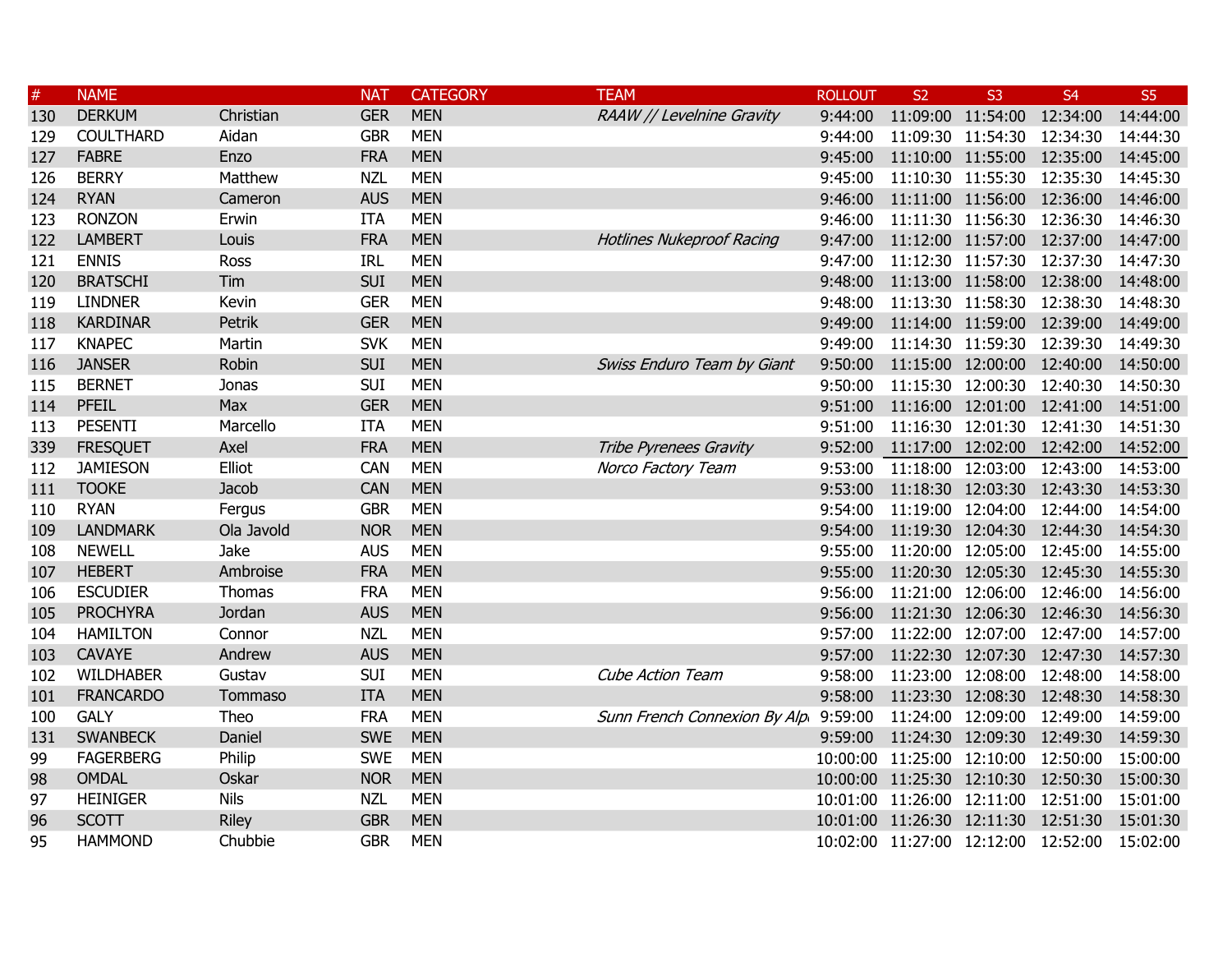| # | NAME | | NAT | CATEGORY | TEAM | ROLLOUT | S2 | S3 | S4 | S5 |
|---|---|---|---|---|---|---|---|---|---|---|
| 130 | DERKUM | Christian | GER | MEN | *RAAW // Levelnine Gravity* | 9:44:00 | 11:09:00 | 11:54:00 | 12:34:00 | 14:44:00 |
| 129 | COULTHARD | Aidan | GBR | MEN | | 9:44:00 | 11:09:30 | 11:54:30 | 12:34:30 | 14:44:30 |
| 127 | FABRE | Enzo | FRA | MEN | | 9:45:00 | 11:10:00 | 11:55:00 | 12:35:00 | 14:45:00 |
| 126 | BERRY | Matthew | NZL | MEN | | 9:45:00 | 11:10:30 | 11:55:30 | 12:35:30 | 14:45:30 |
| 124 | RYAN | Cameron | AUS | MEN | | 9:46:00 | 11:11:00 | 11:56:00 | 12:36:00 | 14:46:00 |
| 123 | RONZON | Erwin | ITA | MEN | | 9:46:00 | 11:11:30 | 11:56:30 | 12:36:30 | 14:46:30 |
| 122 | LAMBERT | Louis | FRA | MEN | *Hotlines Nukeproof Racing* | 9:47:00 | 11:12:00 | 11:57:00 | 12:37:00 | 14:47:00 |
| 121 | ENNIS | Ross | IRL | MEN | | 9:47:00 | 11:12:30 | 11:57:30 | 12:37:30 | 14:47:30 |
| 120 | BRATSCHI | Tim | SUI | MEN | | 9:48:00 | 11:13:00 | 11:58:00 | 12:38:00 | 14:48:00 |
| 119 | LINDNER | Kevin | GER | MEN | | 9:48:00 | 11:13:30 | 11:58:30 | 12:38:30 | 14:48:30 |
| 118 | KARDINAR | Petrik | GER | MEN | | 9:49:00 | 11:14:00 | 11:59:00 | 12:39:00 | 14:49:00 |
| 117 | KNAPEC | Martin | SVK | MEN | | 9:49:00 | 11:14:30 | 11:59:30 | 12:39:30 | 14:49:30 |
| 116 | JANSER | Robin | SUI | MEN | *Swiss Enduro Team by Giant* | 9:50:00 | 11:15:00 | 12:00:00 | 12:40:00 | 14:50:00 |
| 115 | BERNET | Jonas | SUI | MEN | | 9:50:00 | 11:15:30 | 12:00:30 | 12:40:30 | 14:50:30 |
| 114 | PFEIL | Max | GER | MEN | | 9:51:00 | 11:16:00 | 12:01:00 | 12:41:00 | 14:51:00 |
| 113 | PESENTI | Marcello | ITA | MEN | | 9:51:00 | 11:16:30 | 12:01:30 | 12:41:30 | 14:51:30 |
| 339 | FRESQUET | Axel | FRA | MEN | *Tribe Pyrenees Gravity* | 9:52:00 | 11:17:00 | 12:02:00 | 12:42:00 | 14:52:00 |
| 112 | JAMIESON | Elliot | CAN | MEN | *Norco Factory Team* | 9:53:00 | 11:18:00 | 12:03:00 | 12:43:00 | 14:53:00 |
| 111 | TOOKE | Jacob | CAN | MEN | | 9:53:00 | 11:18:30 | 12:03:30 | 12:43:30 | 14:53:30 |
| 110 | RYAN | Fergus | GBR | MEN | | 9:54:00 | 11:19:00 | 12:04:00 | 12:44:00 | 14:54:00 |
| 109 | LANDMARK | Ola Javold | NOR | MEN | | 9:54:00 | 11:19:30 | 12:04:30 | 12:44:30 | 14:54:30 |
| 108 | NEWELL | Jake | AUS | MEN | | 9:55:00 | 11:20:00 | 12:05:00 | 12:45:00 | 14:55:00 |
| 107 | HEBERT | Ambroise | FRA | MEN | | 9:55:00 | 11:20:30 | 12:05:30 | 12:45:30 | 14:55:30 |
| 106 | ESCUDIER | Thomas | FRA | MEN | | 9:56:00 | 11:21:00 | 12:06:00 | 12:46:00 | 14:56:00 |
| 105 | PROCHYRA | Jordan | AUS | MEN | | 9:56:00 | 11:21:30 | 12:06:30 | 12:46:30 | 14:56:30 |
| 104 | HAMILTON | Connor | NZL | MEN | | 9:57:00 | 11:22:00 | 12:07:00 | 12:47:00 | 14:57:00 |
| 103 | CAVAYE | Andrew | AUS | MEN | | 9:57:00 | 11:22:30 | 12:07:30 | 12:47:30 | 14:57:30 |
| 102 | WILDHABER | Gustav | SUI | MEN | *Cube Action Team* | 9:58:00 | 11:23:00 | 12:08:00 | 12:48:00 | 14:58:00 |
| 101 | FRANCARDO | Tommaso | ITA | MEN | | 9:58:00 | 11:23:30 | 12:08:30 | 12:48:30 | 14:58:30 |
| 100 | GALY | Theo | FRA | MEN | *Sunn French Connexion By Alp* | 9:59:00 | 11:24:00 | 12:09:00 | 12:49:00 | 14:59:00 |
| 131 | SWANBECK | Daniel | SWE | MEN | | 9:59:00 | 11:24:30 | 12:09:30 | 12:49:30 | 14:59:30 |
| 99 | FAGERBERG | Philip | SWE | MEN | | 10:00:00 | 11:25:00 | 12:10:00 | 12:50:00 | 15:00:00 |
| 98 | OMDAL | Oskar | NOR | MEN | | 10:00:00 | 11:25:30 | 12:10:30 | 12:50:30 | 15:00:30 |
| 97 | HEINIGER | Nils | NZL | MEN | | 10:01:00 | 11:26:00 | 12:11:00 | 12:51:00 | 15:01:00 |
| 96 | SCOTT | Riley | GBR | MEN | | 10:01:00 | 11:26:30 | 12:11:30 | 12:51:30 | 15:01:30 |
| 95 | HAMMOND | Chubbie | GBR | MEN | | 10:02:00 | 11:27:00 | 12:12:00 | 12:52:00 | 15:02:00 |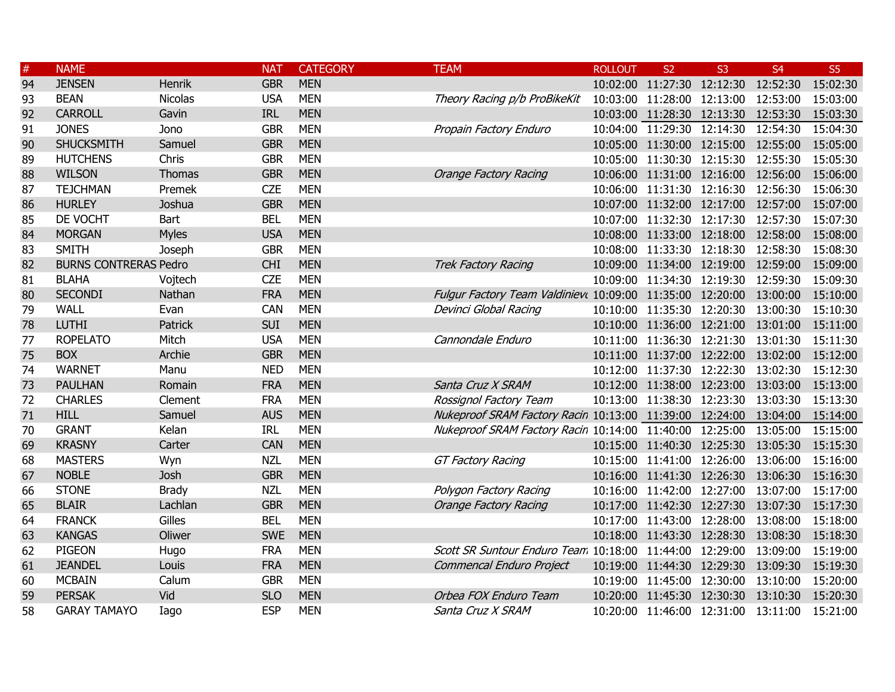| # | NAME | | NAT | CATEGORY | TEAM | ROLLOUT | S2 | S3 | S4 | S5 |
|---|---|---|---|---|---|---|---|---|---|---|
| 94 | JENSEN | Henrik | GBR | MEN | | 10:02:00 | 11:27:30 | 12:12:30 | 12:52:30 | 15:02:30 |
| 93 | BEAN | Nicolas | USA | MEN | *Theory Racing p/b ProBikeKit* | 10:03:00 | 11:28:00 | 12:13:00 | 12:53:00 | 15:03:00 |
| 92 | CARROLL | Gavin | IRL | MEN | | 10:03:00 | 11:28:30 | 12:13:30 | 12:53:30 | 15:03:30 |
| 91 | JONES | Jono | GBR | MEN | *Propain Factory Enduro* | 10:04:00 | 11:29:30 | 12:14:30 | 12:54:30 | 15:04:30 |
| 90 | SHUCKSMITH | Samuel | GBR | MEN | | 10:05:00 | 11:30:00 | 12:15:00 | 12:55:00 | 15:05:00 |
| 89 | HUTCHENS | Chris | GBR | MEN | | 10:05:00 | 11:30:30 | 12:15:30 | 12:55:30 | 15:05:30 |
| 88 | WILSON | Thomas | GBR | MEN | *Orange Factory Racing* | 10:06:00 | 11:31:00 | 12:16:00 | 12:56:00 | 15:06:00 |
| 87 | TEJCHMAN | Premek | CZE | MEN | | 10:06:00 | 11:31:30 | 12:16:30 | 12:56:30 | 15:06:30 |
| 86 | HURLEY | Joshua | GBR | MEN | | 10:07:00 | 11:32:00 | 12:17:00 | 12:57:00 | 15:07:00 |
| 85 | DE VOCHT | Bart | BEL | MEN | | 10:07:00 | 11:32:30 | 12:17:30 | 12:57:30 | 15:07:30 |
| 84 | MORGAN | Myles | USA | MEN | | 10:08:00 | 11:33:00 | 12:18:00 | 12:58:00 | 15:08:00 |
| 83 | SMITH | Joseph | GBR | MEN | | 10:08:00 | 11:33:30 | 12:18:30 | 12:58:30 | 15:08:30 |
| 82 | BURNS CONTRERAS | Pedro | CHI | MEN | *Trek Factory Racing* | 10:09:00 | 11:34:00 | 12:19:00 | 12:59:00 | 15:09:00 |
| 81 | BLAHA | Vojtech | CZE | MEN | | 10:09:00 | 11:34:30 | 12:19:30 | 12:59:30 | 15:09:30 |
| 80 | SECONDI | Nathan | FRA | MEN | *Fulgur Factory Team Valdinievo* | 10:09:00 | 11:35:00 | 12:20:00 | 13:00:00 | 15:10:00 |
| 79 | WALL | Evan | CAN | MEN | *Devinci Global Racing* | 10:10:00 | 11:35:30 | 12:20:30 | 13:00:30 | 15:10:30 |
| 78 | LUTHI | Patrick | SUI | MEN | | 10:10:00 | 11:36:00 | 12:21:00 | 13:01:00 | 15:11:00 |
| 77 | ROPELATO | Mitch | USA | MEN | *Cannondale Enduro* | 10:11:00 | 11:36:30 | 12:21:30 | 13:01:30 | 15:11:30 |
| 75 | BOX | Archie | GBR | MEN | | 10:11:00 | 11:37:00 | 12:22:00 | 13:02:00 | 15:12:00 |
| 74 | WARNET | Manu | NED | MEN | | 10:12:00 | 11:37:30 | 12:22:30 | 13:02:30 | 15:12:30 |
| 73 | PAULHAN | Romain | FRA | MEN | *Santa Cruz X SRAM* | 10:12:00 | 11:38:00 | 12:23:00 | 13:03:00 | 15:13:00 |
| 72 | CHARLES | Clement | FRA | MEN | *Rossignol Factory Team* | 10:13:00 | 11:38:30 | 12:23:30 | 13:03:30 | 15:13:30 |
| 71 | HILL | Samuel | AUS | MEN | *Nukeproof SRAM Factory Racin* | 10:13:00 | 11:39:00 | 12:24:00 | 13:04:00 | 15:14:00 |
| 70 | GRANT | Kelan | IRL | MEN | *Nukeproof SRAM Factory Racin* | 10:14:00 | 11:40:00 | 12:25:00 | 13:05:00 | 15:15:00 |
| 69 | KRASNY | Carter | CAN | MEN | | 10:15:00 | 11:40:30 | 12:25:30 | 13:05:30 | 15:15:30 |
| 68 | MASTERS | Wyn | NZL | MEN | *GT Factory Racing* | 10:15:00 | 11:41:00 | 12:26:00 | 13:06:00 | 15:16:00 |
| 67 | NOBLE | Josh | GBR | MEN | | 10:16:00 | 11:41:30 | 12:26:30 | 13:06:30 | 15:16:30 |
| 66 | STONE | Brady | NZL | MEN | *Polygon Factory Racing* | 10:16:00 | 11:42:00 | 12:27:00 | 13:07:00 | 15:17:00 |
| 65 | BLAIR | Lachlan | GBR | MEN | *Orange Factory Racing* | 10:17:00 | 11:42:30 | 12:27:30 | 13:07:30 | 15:17:30 |
| 64 | FRANCK | Gilles | BEL | MEN | | 10:17:00 | 11:43:00 | 12:28:00 | 13:08:00 | 15:18:00 |
| 63 | KANGAS | Oliwer | SWE | MEN | | 10:18:00 | 11:43:30 | 12:28:30 | 13:08:30 | 15:18:30 |
| 62 | PIGEON | Hugo | FRA | MEN | *Scott SR Suntour Enduro Team* | 10:18:00 | 11:44:00 | 12:29:00 | 13:09:00 | 15:19:00 |
| 61 | JEANDEL | Louis | FRA | MEN | *Commencal Enduro Project* | 10:19:00 | 11:44:30 | 12:29:30 | 13:09:30 | 15:19:30 |
| 60 | MCBAIN | Calum | GBR | MEN | | 10:19:00 | 11:45:00 | 12:30:00 | 13:10:00 | 15:20:00 |
| 59 | PERSAK | Vid | SLO | MEN | *Orbea FOX Enduro Team* | 10:20:00 | 11:45:30 | 12:30:30 | 13:10:30 | 15:20:30 |
| 58 | GARAY TAMAYO | Iago | ESP | MEN | *Santa Cruz X SRAM* | 10:20:00 | 11:46:00 | 12:31:00 | 13:11:00 | 15:21:00 |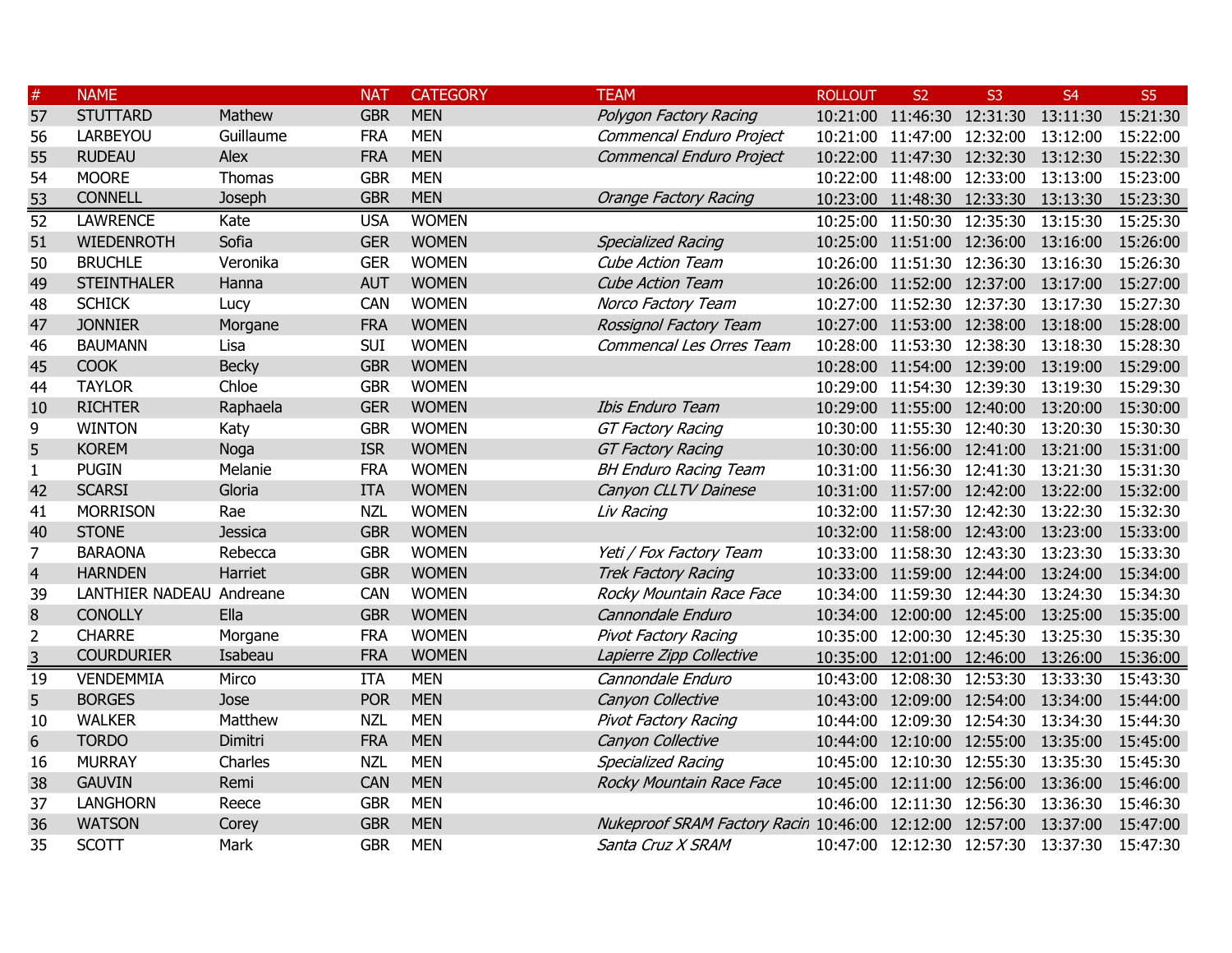| # | NAME | | NAT | CATEGORY | TEAM | ROLLOUT | S2 | S3 | S4 | S5 |
|---|---|---|---|---|---|---|---|---|---|---|
| 57 | STUTTARD | Mathew | GBR | MEN | *Polygon Factory Racing* | 10:21:00 | 11:46:30 | 12:31:30 | 13:11:30 | 15:21:30 |
| 56 | LARBEYOU | Guillaume | FRA | MEN | *Commencal Enduro Project* | 10:21:00 | 11:47:00 | 12:32:00 | 13:12:00 | 15:22:00 |
| 55 | RUDEAU | Alex | FRA | MEN | *Commencal Enduro Project* | 10:22:00 | 11:47:30 | 12:32:30 | 13:12:30 | 15:22:30 |
| 54 | MOORE | Thomas | GBR | MEN | | 10:22:00 | 11:48:00 | 12:33:00 | 13:13:00 | 15:23:00 |
| 53 | CONNELL | Joseph | GBR | MEN | *Orange Factory Racing* | 10:23:00 | 11:48:30 | 12:33:30 | 13:13:30 | 15:23:30 |
| 52 | LAWRENCE | Kate | USA | WOMEN | | 10:25:00 | 11:50:30 | 12:35:30 | 13:15:30 | 15:25:30 |
| 51 | WIEDENROTH | Sofia | GER | WOMEN | *Specialized Racing* | 10:25:00 | 11:51:00 | 12:36:00 | 13:16:00 | 15:26:00 |
| 50 | BRUCHLE | Veronika | GER | WOMEN | *Cube Action Team* | 10:26:00 | 11:51:30 | 12:36:30 | 13:16:30 | 15:26:30 |
| 49 | STEINTHALER | Hanna | AUT | WOMEN | *Cube Action Team* | 10:26:00 | 11:52:00 | 12:37:00 | 13:17:00 | 15:27:00 |
| 48 | SCHICK | Lucy | CAN | WOMEN | *Norco Factory Team* | 10:27:00 | 11:52:30 | 12:37:30 | 13:17:30 | 15:27:30 |
| 47 | JONNIER | Morgane | FRA | WOMEN | *Rossignol Factory Team* | 10:27:00 | 11:53:00 | 12:38:00 | 13:18:00 | 15:28:00 |
| 46 | BAUMANN | Lisa | SUI | WOMEN | *Commencal Les Orres Team* | 10:28:00 | 11:53:30 | 12:38:30 | 13:18:30 | 15:28:30 |
| 45 | COOK | Becky | GBR | WOMEN | | 10:28:00 | 11:54:00 | 12:39:00 | 13:19:00 | 15:29:00 |
| 44 | TAYLOR | Chloe | GBR | WOMEN | | 10:29:00 | 11:54:30 | 12:39:30 | 13:19:30 | 15:29:30 |
| 10 | RICHTER | Raphaela | GER | WOMEN | *Ibis Enduro Team* | 10:29:00 | 11:55:00 | 12:40:00 | 13:20:00 | 15:30:00 |
| 9 | WINTON | Katy | GBR | WOMEN | *GT Factory Racing* | 10:30:00 | 11:55:30 | 12:40:30 | 13:20:30 | 15:30:30 |
| 5 | KOREM | Noga | ISR | WOMEN | *GT Factory Racing* | 10:30:00 | 11:56:00 | 12:41:00 | 13:21:00 | 15:31:00 |
| 1 | PUGIN | Melanie | FRA | WOMEN | *BH Enduro Racing Team* | 10:31:00 | 11:56:30 | 12:41:30 | 13:21:30 | 15:31:30 |
| 42 | SCARSI | Gloria | ITA | WOMEN | *Canyon CLLTV Dainese* | 10:31:00 | 11:57:00 | 12:42:00 | 13:22:00 | 15:32:00 |
| 41 | MORRISON | Rae | NZL | WOMEN | *Liv Racing* | 10:32:00 | 11:57:30 | 12:42:30 | 13:22:30 | 15:32:30 |
| 40 | STONE | Jessica | GBR | WOMEN | | 10:32:00 | 11:58:00 | 12:43:00 | 13:23:00 | 15:33:00 |
| 7 | BARAONA | Rebecca | GBR | WOMEN | *Yeti / Fox Factory Team* | 10:33:00 | 11:58:30 | 12:43:30 | 13:23:30 | 15:33:30 |
| 4 | HARNDEN | Harriet | GBR | WOMEN | *Trek Factory Racing* | 10:33:00 | 11:59:00 | 12:44:00 | 13:24:00 | 15:34:00 |
| 39 | LANTHIER NADEAU | Andreane | CAN | WOMEN | *Rocky Mountain Race Face* | 10:34:00 | 11:59:30 | 12:44:30 | 13:24:30 | 15:34:30 |
| 8 | CONOLLY | Ella | GBR | WOMEN | *Cannondale Enduro* | 10:34:00 | 12:00:00 | 12:45:00 | 13:25:00 | 15:35:00 |
| 2 | CHARRE | Morgane | FRA | WOMEN | *Pivot Factory Racing* | 10:35:00 | 12:00:30 | 12:45:30 | 13:25:30 | 15:35:30 |
| 3 | COURDURIER | Isabeau | FRA | WOMEN | *Lapierre Zipp Collective* | 10:35:00 | 12:01:00 | 12:46:00 | 13:26:00 | 15:36:00 |
| 19 | VENDEMMIA | Mirco | ITA | MEN | *Cannondale Enduro* | 10:43:00 | 12:08:30 | 12:53:30 | 13:33:30 | 15:43:30 |
| 5 | BORGES | Jose | POR | MEN | *Canyon Collective* | 10:43:00 | 12:09:00 | 12:54:00 | 13:34:00 | 15:44:00 |
| 10 | WALKER | Matthew | NZL | MEN | *Pivot Factory Racing* | 10:44:00 | 12:09:30 | 12:54:30 | 13:34:30 | 15:44:30 |
| 6 | TORDO | Dimitri | FRA | MEN | *Canyon Collective* | 10:44:00 | 12:10:00 | 12:55:00 | 13:35:00 | 15:45:00 |
| 16 | MURRAY | Charles | NZL | MEN | *Specialized Racing* | 10:45:00 | 12:10:30 | 12:55:30 | 13:35:30 | 15:45:30 |
| 38 | GAUVIN | Remi | CAN | MEN | *Rocky Mountain Race Face* | 10:45:00 | 12:11:00 | 12:56:00 | 13:36:00 | 15:46:00 |
| 37 | LANGHORN | Reece | GBR | MEN | | 10:46:00 | 12:11:30 | 12:56:30 | 13:36:30 | 15:46:30 |
| 36 | WATSON | Corey | GBR | MEN | *Nukeproof SRAM Factory Racin* | 10:46:00 | 12:12:00 | 12:57:00 | 13:37:00 | 15:47:00 |
| 35 | SCOTT | Mark | GBR | MEN | *Santa Cruz X SRAM* | 10:47:00 | 12:12:30 | 12:57:30 | 13:37:30 | 15:47:30 |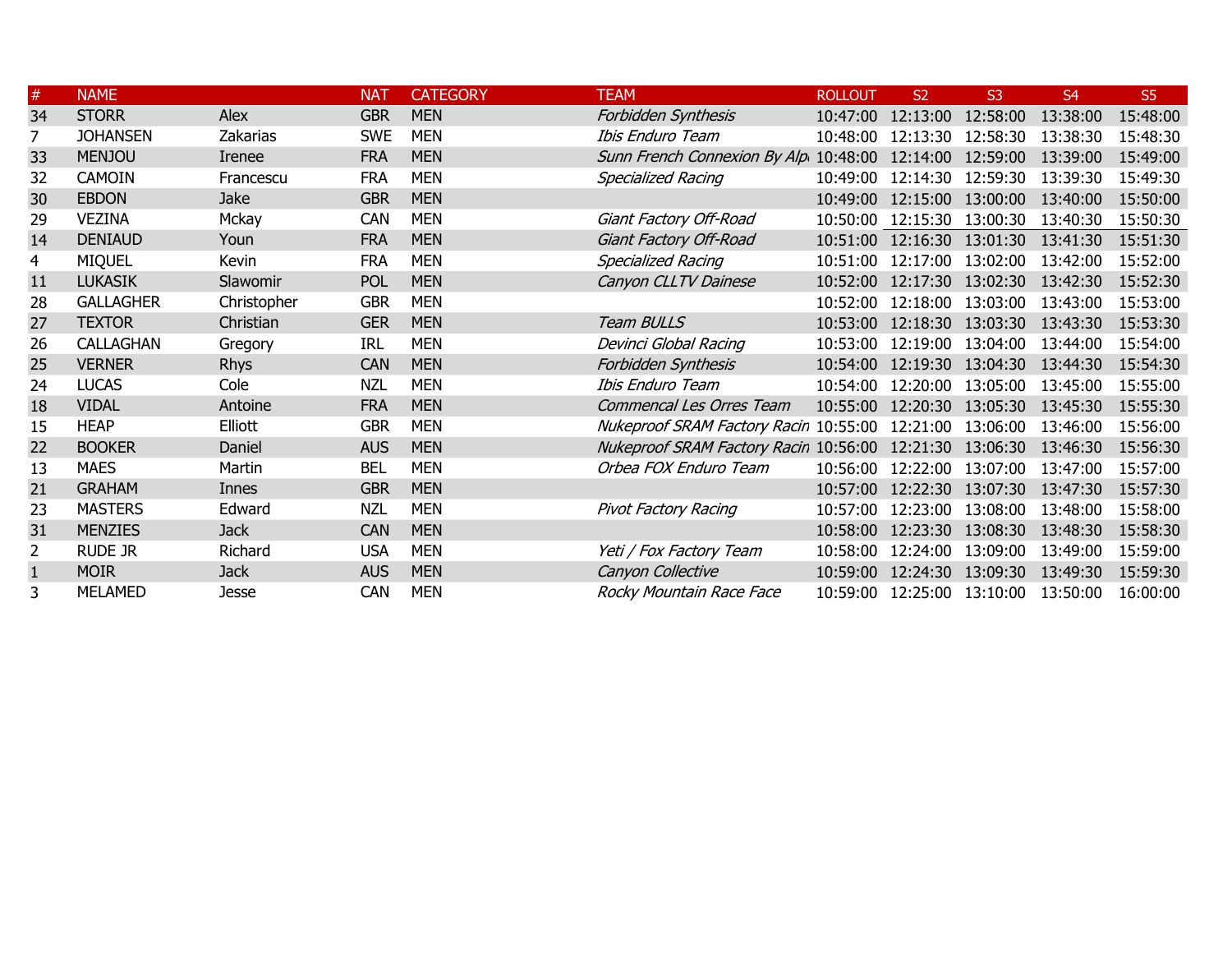| # | NAME | | NAT | CATEGORY | TEAM | ROLLOUT | S2 | S3 | S4 | S5 |
|---|---|---|---|---|---|---|---|---|---|---|
| 34 | STORR | Alex | GBR | MEN | *Forbidden Synthesis* | 10:47:00 | 12:13:00 | 12:58:00 | 13:38:00 | 15:48:00 |
| 7 | JOHANSEN | Zakarias | SWE | MEN | *Ibis Enduro Team* | 10:48:00 | 12:13:30 | 12:58:30 | 13:38:30 | 15:48:30 |
| 33 | MENJOU | Irenee | FRA | MEN | *Sunn French Connexion By Alp* | 10:48:00 | 12:14:00 | 12:59:00 | 13:39:00 | 15:49:00 |
| 32 | CAMOIN | Francescu | FRA | MEN | *Specialized Racing* | 10:49:00 | 12:14:30 | 12:59:30 | 13:39:30 | 15:49:30 |
| 30 | EBDON | Jake | GBR | MEN | | 10:49:00 | 12:15:00 | 13:00:00 | 13:40:00 | 15:50:00 |
| 29 | VEZINA | Mckay | CAN | MEN | *Giant Factory Off-Road* | 10:50:00 | 12:15:30 | 13:00:30 | 13:40:30 | 15:50:30 |
| 14 | DENIAUD | Youn | FRA | MEN | *Giant Factory Off-Road* | 10:51:00 | 12:16:30 | 13:01:30 | 13:41:30 | 15:51:30 |
| 4 | MIQUEL | Kevin | FRA | MEN | *Specialized Racing* | 10:51:00 | 12:17:00 | 13:02:00 | 13:42:00 | 15:52:00 |
| 11 | LUKASIK | Slawomir | POL | MEN | *Canyon CLLTV Dainese* | 10:52:00 | 12:17:30 | 13:02:30 | 13:42:30 | 15:52:30 |
| 28 | GALLAGHER | Christopher | GBR | MEN | | 10:52:00 | 12:18:00 | 13:03:00 | 13:43:00 | 15:53:00 |
| 27 | TEXTOR | Christian | GER | MEN | *Team BULLS* | 10:53:00 | 12:18:30 | 13:03:30 | 13:43:30 | 15:53:30 |
| 26 | CALLAGHAN | Gregory | IRL | MEN | *Devinci Global Racing* | 10:53:00 | 12:19:00 | 13:04:00 | 13:44:00 | 15:54:00 |
| 25 | VERNER | Rhys | CAN | MEN | *Forbidden Synthesis* | 10:54:00 | 12:19:30 | 13:04:30 | 13:44:30 | 15:54:30 |
| 24 | LUCAS | Cole | NZL | MEN | *Ibis Enduro Team* | 10:54:00 | 12:20:00 | 13:05:00 | 13:45:00 | 15:55:00 |
| 18 | VIDAL | Antoine | FRA | MEN | *Commencal Les Orres Team* | 10:55:00 | 12:20:30 | 13:05:30 | 13:45:30 | 15:55:30 |
| 15 | HEAP | Elliott | GBR | MEN | *Nukeproof SRAM Factory Racin* | 10:55:00 | 12:21:00 | 13:06:00 | 13:46:00 | 15:56:00 |
| 22 | BOOKER | Daniel | AUS | MEN | *Nukeproof SRAM Factory Racin* | 10:56:00 | 12:21:30 | 13:06:30 | 13:46:30 | 15:56:30 |
| 13 | MAES | Martin | BEL | MEN | *Orbea FOX Enduro Team* | 10:56:00 | 12:22:00 | 13:07:00 | 13:47:00 | 15:57:00 |
| 21 | GRAHAM | Innes | GBR | MEN | | 10:57:00 | 12:22:30 | 13:07:30 | 13:47:30 | 15:57:30 |
| 23 | MASTERS | Edward | NZL | MEN | *Pivot Factory Racing* | 10:57:00 | 12:23:00 | 13:08:00 | 13:48:00 | 15:58:00 |
| 31 | MENZIES | Jack | CAN | MEN | | 10:58:00 | 12:23:30 | 13:08:30 | 13:48:30 | 15:58:30 |
| 2 | RUDE JR | Richard | USA | MEN | *Yeti / Fox Factory Team* | 10:58:00 | 12:24:00 | 13:09:00 | 13:49:00 | 15:59:00 |
| 1 | MOIR | Jack | AUS | MEN | *Canyon Collective* | 10:59:00 | 12:24:30 | 13:09:30 | 13:49:30 | 15:59:30 |
| 3 | MELAMED | Jesse | CAN | MEN | *Rocky Mountain Race Face* | 10:59:00 | 12:25:00 | 13:10:00 | 13:50:00 | 16:00:00 |